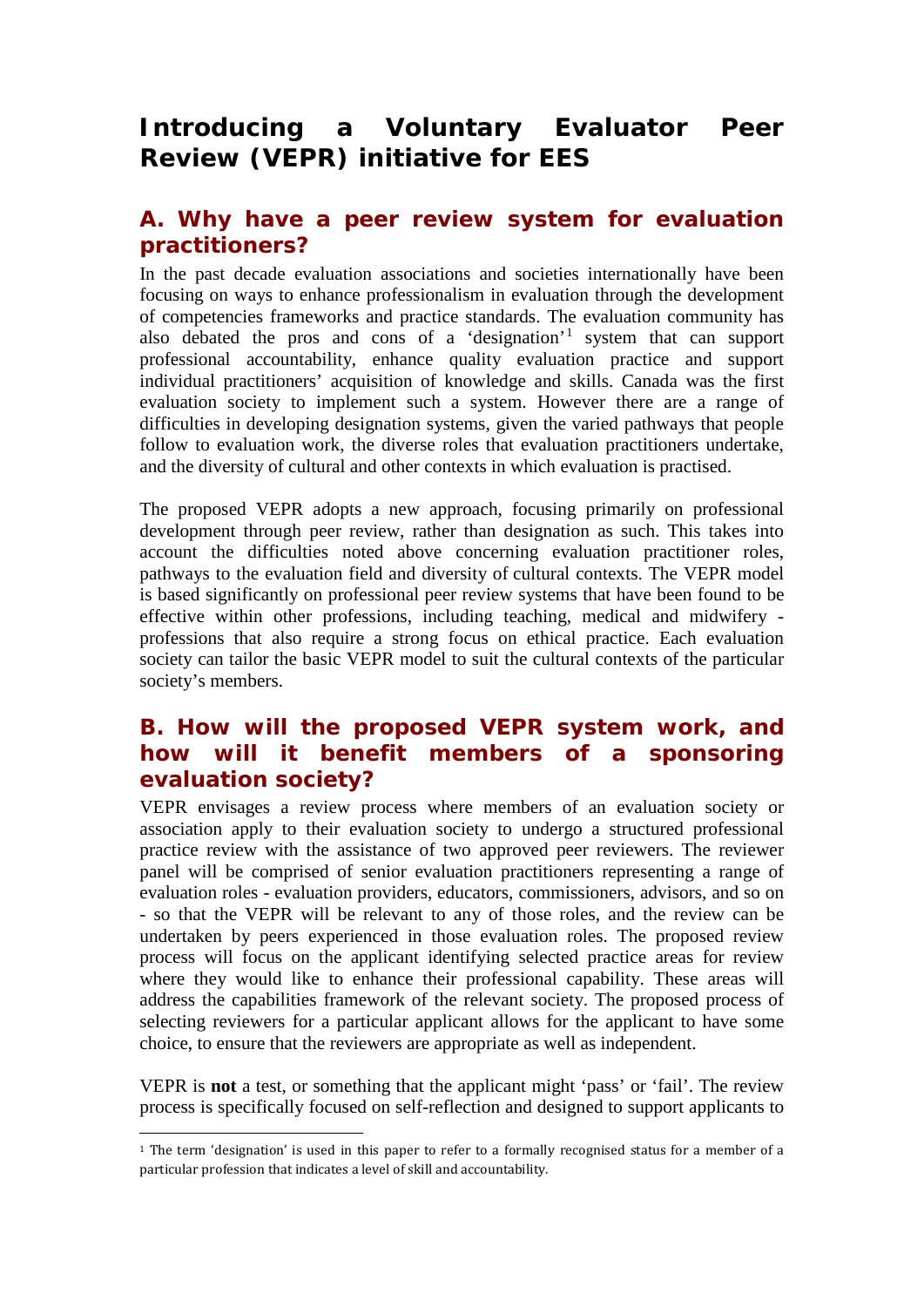# Introducing a Voluntary Evaluator Peer Review (VEPR) initiative for EES

## A. Why have a peer review system for evaluation practitioners?

In the past decade evaluation associations and societies internationally have been focusing on ways to enhance professionalism in evaluation through the development of competencies frameworks and practice standards. The evaluation community has also debated the pros and cons of a 'designation'[1] system that can support professional accountability, enhance quality evaluation practice and support individual practitioners' acquisition of knowledge and skills. Canada was the first evaluation society to implement such a system. However there are a range of difficulties in developing designation systems, given the varied pathways that people follow to evaluation work, the diverse roles that evaluation practitioners undertake, and the diversity of cultural and other contexts in which evaluation is practised.

The proposed VEPR adopts a new approach, focusing primarily on professional development through peer review, rather than designation as such. This takes into account the difficulties noted above concerning evaluation practitioner roles, pathways to the evaluation field and diversity of cultural contexts. The VEPR model is based significantly on professional peer review systems that have been found to be effective within other professions, including teaching, medical and midwifery - professions that also require a strong focus on ethical practice. Each evaluation society can tailor the basic VEPR model to suit the cultural contexts of the particular society's members.

## B. How will the proposed VEPR system work, and how will it benefit members of a sponsoring evaluation society?

VEPR envisages a review process where members of an evaluation society or association apply to their evaluation society to undergo a structured professional practice review with the assistance of two approved peer reviewers. The reviewer panel will be comprised of senior evaluation practitioners representing a range of evaluation roles - evaluation providers, educators, commissioners, advisors, and so on - so that the VEPR will be relevant to any of those roles, and the review can be undertaken by peers experienced in those evaluation roles. The proposed review process will focus on the applicant identifying selected practice areas for review where they would like to enhance their professional capability. These areas will address the capabilities framework of the relevant society. The proposed process of selecting reviewers for a particular applicant allows for the applicant to have some choice, to ensure that the reviewers are appropriate as well as independent.

VEPR is **not** a test, or something that the applicant might 'pass' or 'fail'. The review process is specifically focused on self-reflection and designed to support applicants to

---

[1] The term 'designation' is used in this paper to refer to a formally recognised status for a member of a particular profession that indicates a level of skill and accountability.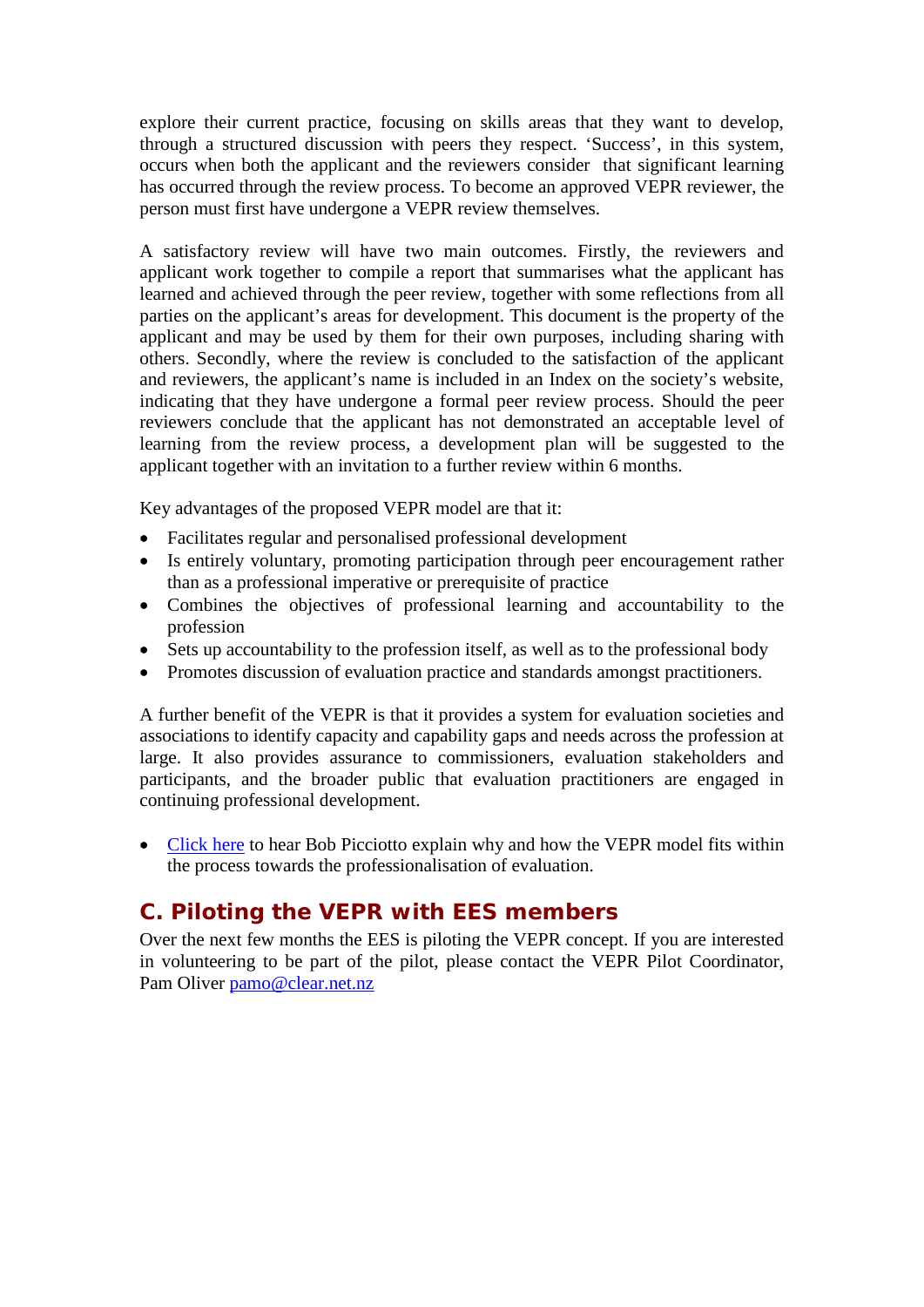explore their current practice, focusing on skills areas that they want to develop, through a structured discussion with peers they respect. 'Success', in this system, occurs when both the applicant and the reviewers consider that significant learning has occurred through the review process. To become an approved VEPR reviewer, the person must first have undergone a VEPR review themselves.

A satisfactory review will have two main outcomes. Firstly, the reviewers and applicant work together to compile a report that summarises what the applicant has learned and achieved through the peer review, together with some reflections from all parties on the applicant's areas for development. This document is the property of the applicant and may be used by them for their own purposes, including sharing with others. Secondly, where the review is concluded to the satisfaction of the applicant and reviewers, the applicant's name is included in an Index on the society's website, indicating that they have undergone a formal peer review process. Should the peer reviewers conclude that the applicant has not demonstrated an acceptable level of learning from the review process, a development plan will be suggested to the applicant together with an invitation to a further review within 6 months.

Key advantages of the proposed VEPR model are that it:

- Facilitates regular and personalised professional development
- Is entirely voluntary, promoting participation through peer encouragement rather than as a professional imperative or prerequisite of practice
- Combines the objectives of professional learning and accountability to the profession
- Sets up accountability to the profession itself, as well as to the professional body
- Promotes discussion of evaluation practice and standards amongst practitioners.

A further benefit of the VEPR is that it provides a system for evaluation societies and associations to identify capacity and capability gaps and needs across the profession at large. It also provides assurance to commissioners, evaluation stakeholders and participants, and the broader public that evaluation practitioners are engaged in continuing professional development.

- Click here to hear Bob Picciotto explain why and how the VEPR model fits within the process towards the professionalisation of evaluation.

## C. Piloting the VEPR with EES members

Over the next few months the EES is piloting the VEPR concept. If you are interested in volunteering to be part of the pilot, please contact the VEPR Pilot Coordinator, Pam Oliver pamo@clear.net.nz